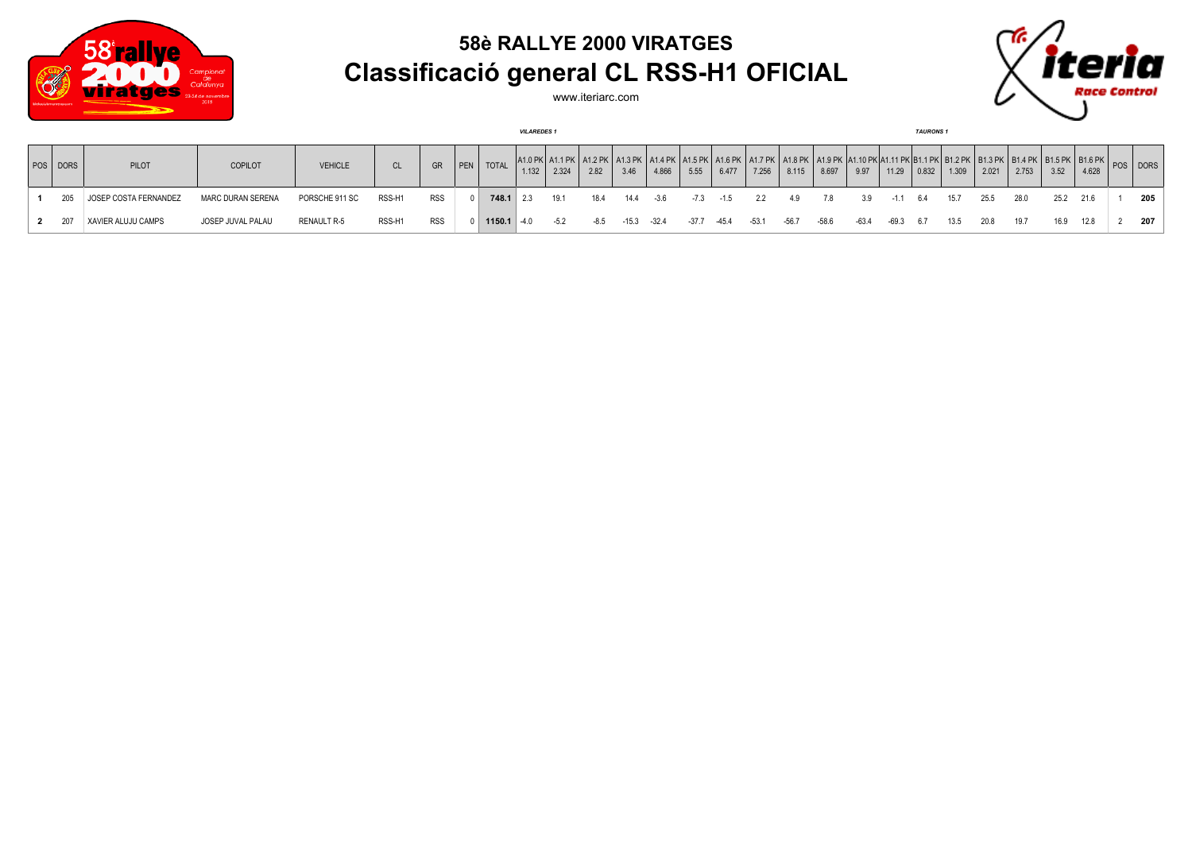# 58è RALLYE 2000 VIRATGES
## Classificació general CL RSS-H1 OFICIAL

www.iteriarc.com

| | | | | | | | | | *VILAREDES 1* | | | | | | | | | | | | *TAURONS 1* | | | | | | | |
|---|---|---|---|---|---|---|---|---|---|---|---|---|---|---|---|---|---|---|---|---|---|---|---|---|---|---|---|---|
| POS | DORS | PILOT | COPILOT | VEHICLE | CL | GR | PEN | TOTAL | A1.0 PK 1.132 | A1.1 PK 2.324 | A1.2 PK 2.82 | A1.3 PK 3.46 | A1.4 PK 4.866 | A1.5 PK 5.55 | A1.6 PK 6.477 | A1.7 PK 7.256 | A1.8 PK 8.115 | A1.9 PK 8.697 | A1.10 PK 9.97 | A1.11 PK 11.29 | B1.1 PK 0.832 | B1.2 PK 1.309 | B1.3 PK 2.021 | B1.4 PK 2.753 | B1.5 PK 3.52 | B1.6 PK 4.628 | POS | DORS |
| **1** | 205 | JOSEP COSTA FERNANDEZ | MARC DURAN SERENA | PORSCHE 911 SC | RSS-H1 | RSS | 0 | **748.1** | 2.3 | 19.1 | 18.4 | 14.4 | -3.6 | -7.3 | -1.5 | 2.2 | 4.9 | 7.8 | 3.9 | -1.1 | 6.4 | 15.7 | 25.5 | 28.0 | 25.2 | 21.6 | 1 | **205** |
| **2** | 207 | XAVIER ALUJU CAMPS | JOSEP JUVAL PALAU | RENAULT R-5 | RSS-H1 | RSS | 0 | **1150.1** | -4.0 | -5.2 | -8.5 | -15.3 | -32.4 | -37.7 | -45.4 | -53.1 | -56.7 | -58.6 | -63.4 | -69.3 | 6.7 | 13.5 | 20.8 | 19.7 | 16.9 | 12.8 | 2 | **207** |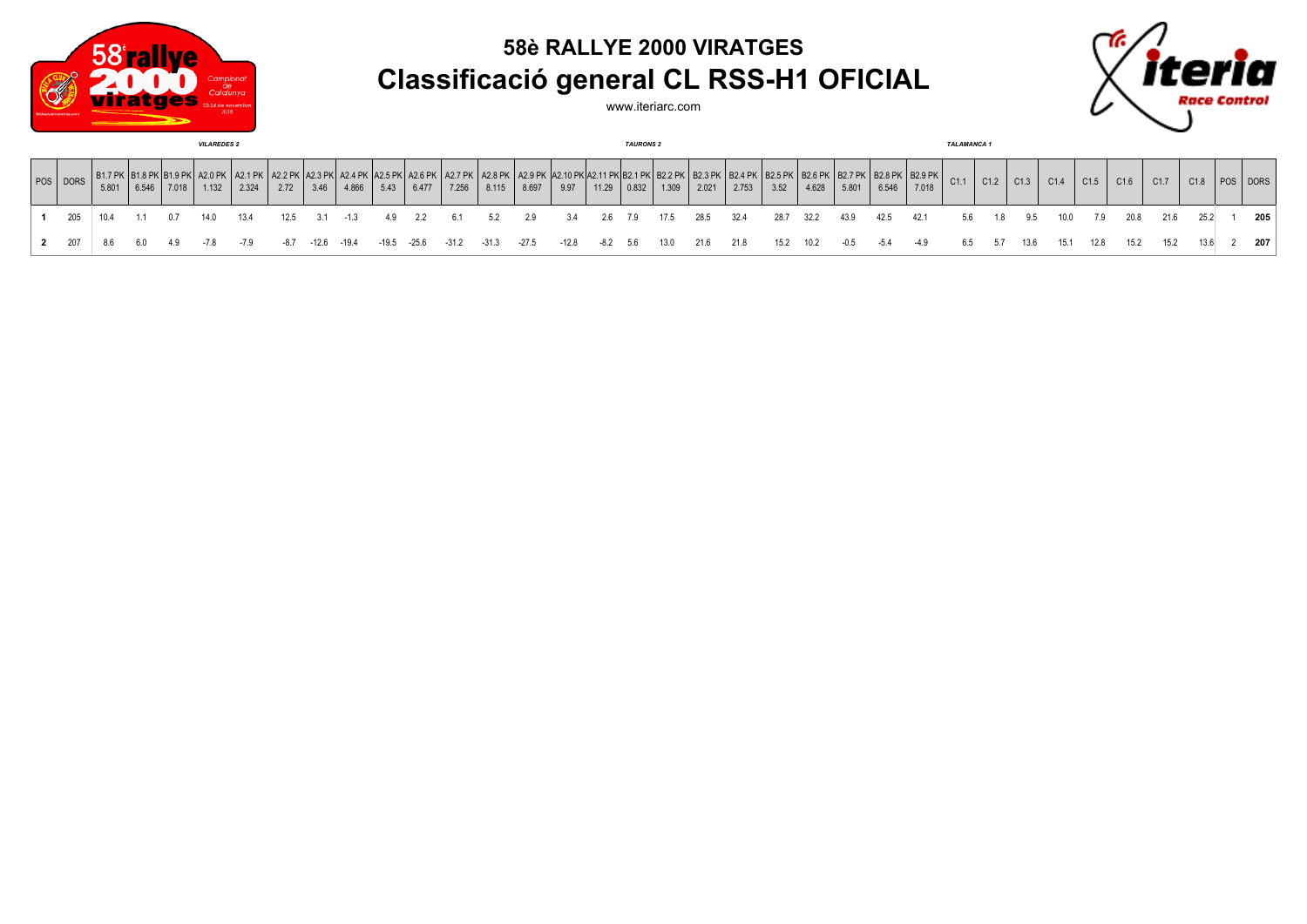# 58è RALLYE 2000 VIRATGES

## Classificació general CL RSS-H1 OFICIAL

www.iteriarc.com

| | | *VILAREDES 2* | | | | | | | | | | | | | | | | *TAURONS 2* | | | | | | | | | | | *TALAMANCA 1* | | | | | | | | | |
|---|---|---|---|---|---|---|---|---|---|---|---|---|---|---|---|---|---|---|---|---|---|---|---|---|---|---|---|---|---|---|---|---|---|---|---|---|---|---|
| POS | DORS | B1.7 PK 5.801 | B1.8 PK 6.546 | B1.9 PK 7.018 | A2.0 PK 1.132 | A2.1 PK 2.324 | A2.2 PK 2.72 | A2.3 PK 3.46 | A2.4 PK 4.866 | A2.5 PK 5.43 | A2.6 PK 6.477 | A2.7 PK 7.256 | A2.8 PK 8.115 | A2.9 PK 8.697 | A2.10 PK 9.97 | A2.11 PK 11.29 | B2.1 PK 0.832 | B2.2 PK 1.309 | B2.3 PK 2.021 | B2.4 PK 2.753 | B2.5 PK 3.52 | B2.6 PK 4.628 | B2.7 PK 5.801 | B2.8 PK 6.546 | B2.9 PK 7.018 | C1.1 | C1.2 | C1.3 | C1.4 | C1.5 | C1.6 | C1.7 | C1.8 | POS | DORS |
| **1** | 205 | 10.4 | 1.1 | 0.7 | 14.0 | 13.4 | 12.5 | 3.1 | -1.3 | 4.9 | 2.2 | 6.1 | 5.2 | 2.9 | 3.4 | 2.6 | 7.9 | 17.5 | 28.5 | 32.4 | 28.7 | 32.2 | 43.9 | 42.5 | 42.1 | 5.6 | 1.8 | 9.5 | 10.0 | 7.9 | 20.8 | 21.6 | 25.2 | 1 | **205** |
| **2** | 207 | 8.6 | 6.0 | 4.9 | -7.8 | -7.9 | -8.7 | -12.6 | -19.4 | -19.5 | -25.6 | -31.2 | -31.3 | -27.5 | -12.8 | -8.2 | 5.6 | 13.0 | 21.6 | 21.8 | 15.2 | 10.2 | -0.5 | -5.4 | -4.9 | 6.5 | 5.7 | 13.6 | 15.1 | 12.8 | 15.2 | 15.2 | 13.6 | 2 | **207** |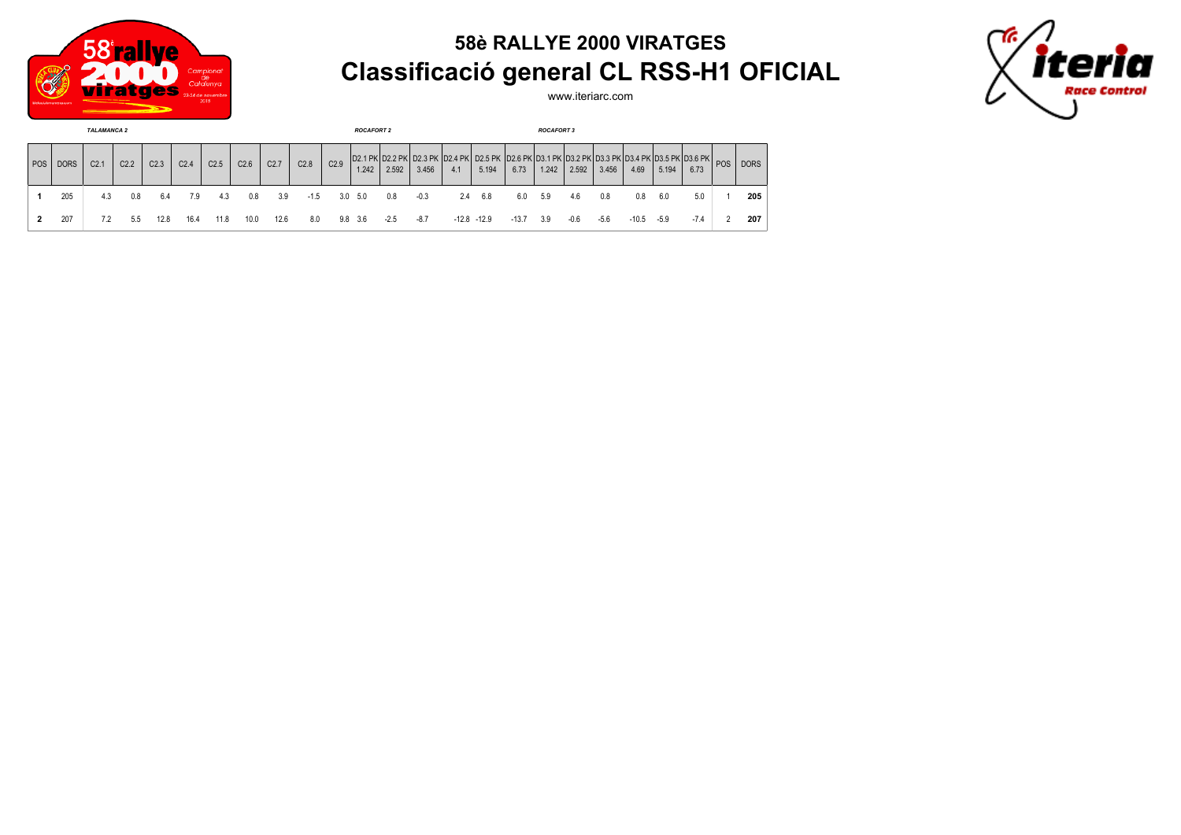# 58è RALLYE 2000 VIRATGES

## Classificació general CL RSS-H1 OFICIAL

www.iteriarc.com

*TALAMANCA 2* · *ROCAFORT 2* · *ROCAFORT 3*

| POS | DORS | C2.1 | C2.2 | C2.3 | C2.4 | C2.5 | C2.6 | C2.7 | C2.8 | C2.9 | D2.1 PK 1.242 | D2.2 PK 2.592 | D2.3 PK 3.456 | D2.4 PK 4.1 | D2.5 PK 5.194 | D2.6 PK 6.73 | D3.1 PK 1.242 | D3.2 PK 2.592 | D3.3 PK 3.456 | D3.4 PK 4.69 | D3.5 PK 5.194 | D3.6 PK 6.73 | POS | DORS |
|---|---|---|---|---|---|---|---|---|---|---|---|---|---|---|---|---|---|---|---|---|---|---|---|---|
| **1** | 205 | 4.3 | 0.8 | 6.4 | 7.9 | 4.3 | 0.8 | 3.9 | -1.5 | 3.0 | 5.0 | 0.8 | -0.3 | 2.4 | 6.8 | 6.0 | 5.9 | 4.6 | 0.8 | 0.8 | 6.0 | 5.0 | 1 | **205** |
| **2** | 207 | 7.2 | 5.5 | 12.8 | 16.4 | 11.8 | 10.0 | 12.6 | 8.0 | 9.8 | 3.6 | -2.5 | -8.7 | -12.8 | -12.9 | -13.7 | 3.9 | -0.6 | -5.6 | -10.5 | -5.9 | -7.4 | 2 | **207** |